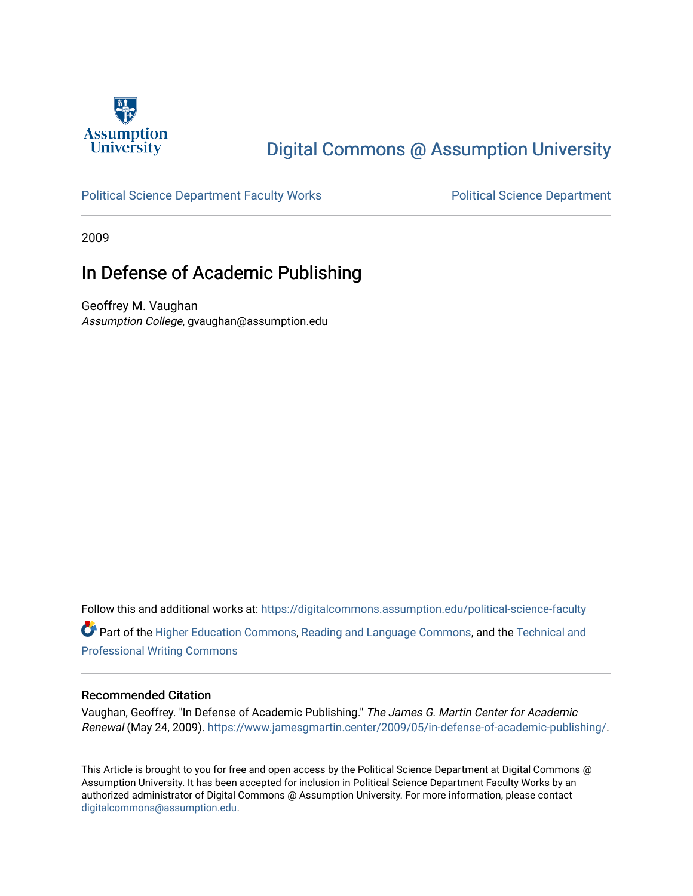Assumption University

# Digital Commons @ Assumption University

Political Science Department Faculty Works

Political Science Department

2009

## In Defense of Academic Publishing

Geoffrey M. Vaughan
*Assumption College*, gvaughan@assumption.edu

Follow this and additional works at: https://digitalcommons.assumption.edu/political-science-faculty

Part of the Higher Education Commons, Reading and Language Commons, and the Technical and Professional Writing Commons

### Recommended Citation

Vaughan, Geoffrey. "In Defense of Academic Publishing." *The James G. Martin Center for Academic Renewal* (May 24, 2009). https://www.jamesgmartin.center/2009/05/in-defense-of-academic-publishing/.

This Article is brought to you for free and open access by the Political Science Department at Digital Commons @ Assumption University. It has been accepted for inclusion in Political Science Department Faculty Works by an authorized administrator of Digital Commons @ Assumption University. For more information, please contact digitalcommons@assumption.edu.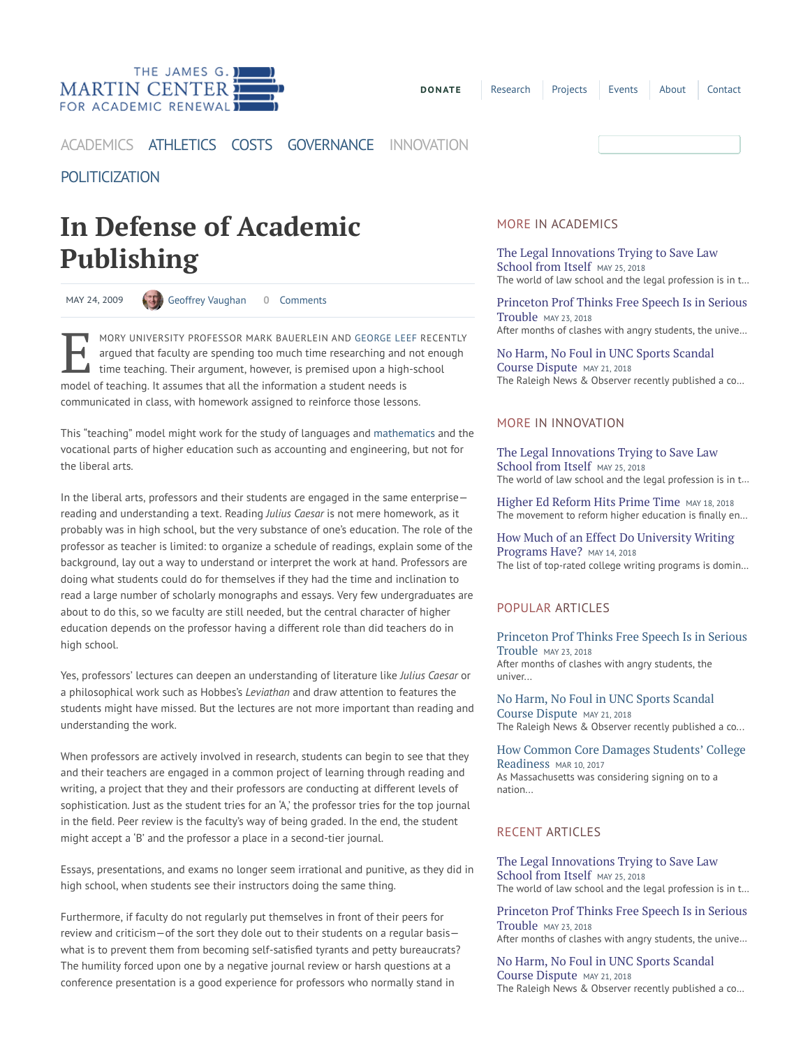# In Defense of Academic Publishing

MAY 24, 2009 · Geoffrey Vaughan · 0 Comments

EMORY UNIVERSITY PROFESSOR MARK BAUERLEIN AND GEORGE LEEF RECENTLY argued that faculty are spending too much time researching and not enough time teaching. Their argument, however, is premised upon a high-school model of teaching. It assumes that all the information a student needs is communicated in class, with homework assigned to reinforce those lessons.

This "teaching" model might work for the study of languages and mathematics and the vocational parts of higher education such as accounting and engineering, but not for the liberal arts.

In the liberal arts, professors and their students are engaged in the same enterprise—reading and understanding a text. Reading *Julius Caesar* is not mere homework, as it probably was in high school, but the very substance of one's education. The role of the professor as teacher is limited: to organize a schedule of readings, explain some of the background, lay out a way to understand or interpret the work at hand. Professors are doing what students could do for themselves if they had the time and inclination to read a large number of scholarly monographs and essays. Very few undergraduates are about to do this, so we faculty are still needed, but the central character of higher education depends on the professor having a different role than did teachers do in high school.

Yes, professors' lectures can deepen an understanding of literature like *Julius Caesar* or a philosophical work such as Hobbes's *Leviathan* and draw attention to features the students might have missed. But the lectures are not more important than reading and understanding the work.

When professors are actively involved in research, students can begin to see that they and their teachers are engaged in a common project of learning through reading and writing, a project that they and their professors are conducting at different levels of sophistication. Just as the student tries for an 'A,' the professor tries for the top journal in the field. Peer review is the faculty's way of being graded. In the end, the student might accept a 'B' and the professor a place in a second-tier journal.

Essays, presentations, and exams no longer seem irrational and punitive, as they did in high school, when students see their instructors doing the same thing.

Furthermore, if faculty do not regularly put themselves in front of their peers for review and criticism—of the sort they dole out to their students on a regular basis—what is to prevent them from becoming self-satisfied tyrants and petty bureaucrats? The humility forced upon one by a negative journal review or harsh questions at a conference presentation is a good experience for professors who normally stand in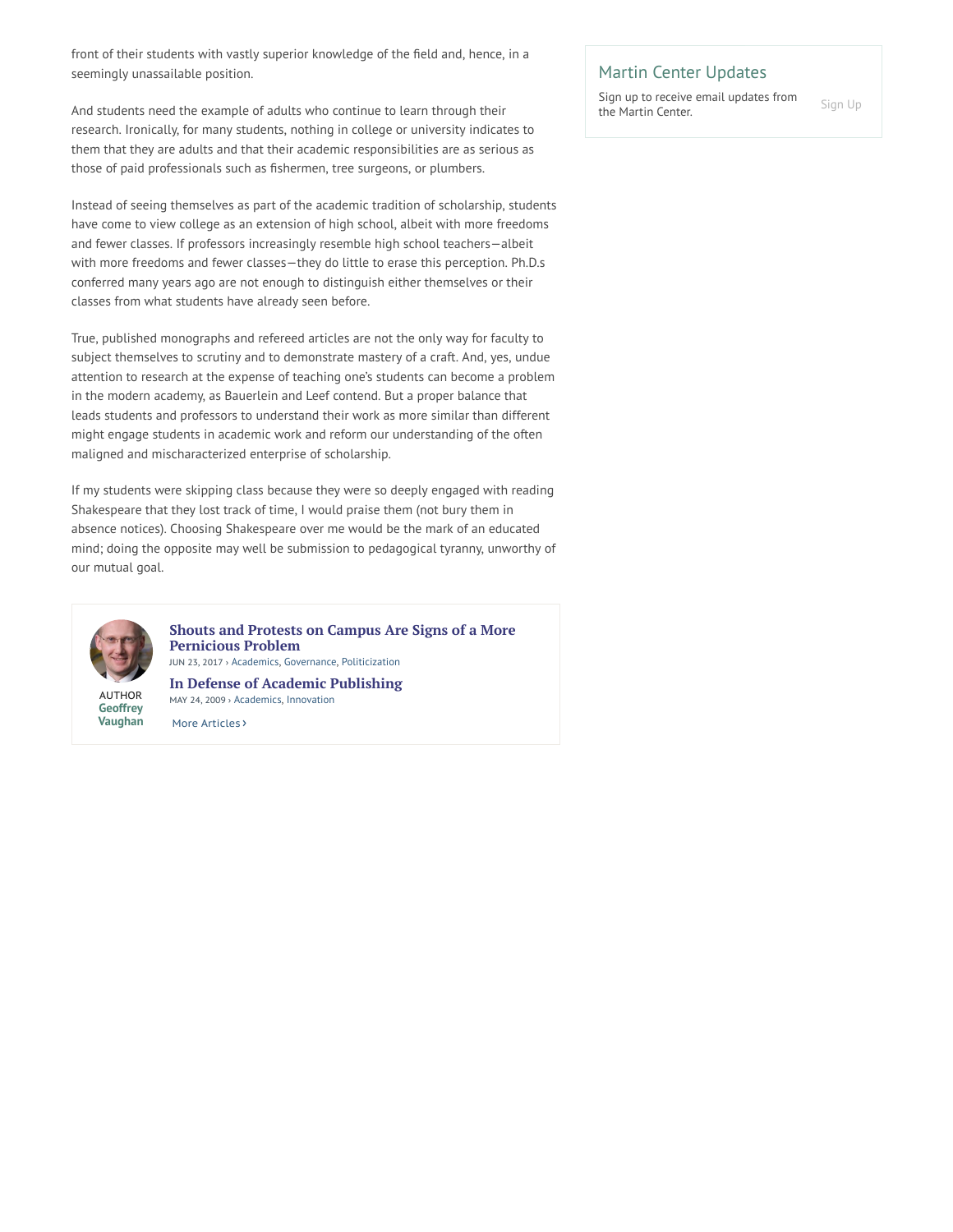front of their students with vastly superior knowledge of the field and, hence, in a seemingly unassailable position.

And students need the example of adults who continue to learn through their research. Ironically, for many students, nothing in college or university indicates to them that they are adults and that their academic responsibilities are as serious as those of paid professionals such as fishermen, tree surgeons, or plumbers.

Instead of seeing themselves as part of the academic tradition of scholarship, students have come to view college as an extension of high school, albeit with more freedoms and fewer classes. If professors increasingly resemble high school teachers—albeit with more freedoms and fewer classes—they do little to erase this perception. Ph.D.s conferred many years ago are not enough to distinguish either themselves or their classes from what students have already seen before.

True, published monographs and refereed articles are not the only way for faculty to subject themselves to scrutiny and to demonstrate mastery of a craft. And, yes, undue attention to research at the expense of teaching one's students can become a problem in the modern academy, as Bauerlein and Leef contend. But a proper balance that leads students and professors to understand their work as more similar than different might engage students in academic work and reform our understanding of the often maligned and mischaracterized enterprise of scholarship.

If my students were skipping class because they were so deeply engaged with reading Shakespeare that they lost track of time, I would praise them (not bury them in absence notices). Choosing Shakespeare over me would be the mark of an educated mind; doing the opposite may well be submission to pedagogical tyranny, unworthy of our mutual goal.

AUTHOR
**Geoffrey Vaughan**

**Shouts and Protests on Campus Are Signs of a More Pernicious Problem**
JUN 23, 2017 › Academics, Governance, Politicization

**In Defense of Academic Publishing**
MAY 24, 2009 › Academics, Innovation

More Articles ›

## Martin Center Updates

Sign up to receive email updates from the Martin Center.

Sign Up